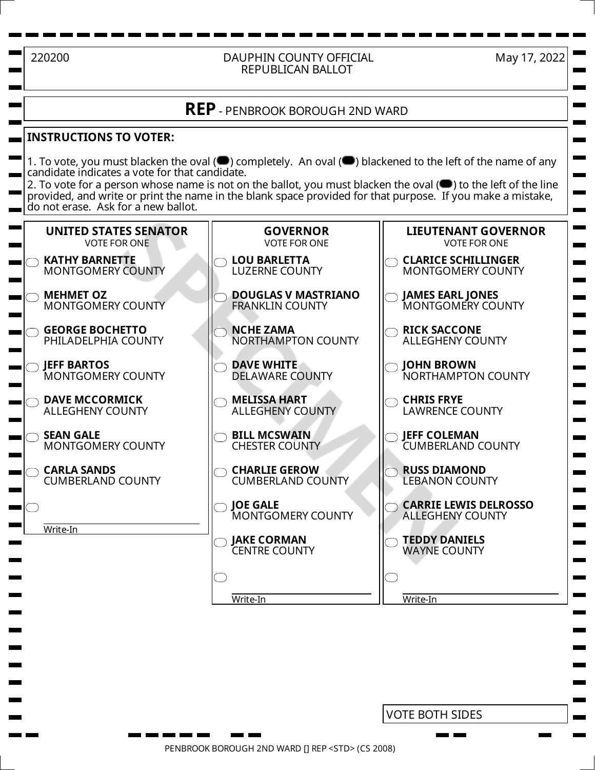220200

DAUPHIN COUNTY OFFICIAL
REPUBLICAN BALLOT

May 17, 2022

# REP - PENBROOK BOROUGH 2ND WARD

**INSTRUCTIONS TO VOTER:**

1. To vote, you must blacken the oval (⬬) completely. An oval (⬬) blackened to the left of the name of any candidate indicates a vote for that candidate.
2. To vote for a person whose name is not on the ballot, you must blacken the oval (⬬) to the left of the line provided, and write or print the name in the blank space provided for that purpose. If you make a mistake, do not erase. Ask for a new ballot.

## UNITED STATES SENATOR
VOTE FOR ONE

- ⬭ **KATHY BARNETTE** MONTGOMERY COUNTY
- ⬭ **MEHMET OZ** MONTGOMERY COUNTY
- ⬭ **GEORGE BOCHETTO** PHILADELPHIA COUNTY
- ⬭ **JEFF BARTOS** MONTGOMERY COUNTY
- ⬭ **DAVE MCCORMICK** ALLEGHENY COUNTY
- ⬭ **SEAN GALE** MONTGOMERY COUNTY
- ⬭ **CARLA SANDS** CUMBERLAND COUNTY
- ⬭ ____________ Write-In

## GOVERNOR
VOTE FOR ONE

- ⬭ **LOU BARLETTA** LUZERNE COUNTY
- ⬭ **DOUGLAS V MASTRIANO** FRANKLIN COUNTY
- ⬭ **NCHE ZAMA** NORTHAMPTON COUNTY
- ⬭ **DAVE WHITE** DELAWARE COUNTY
- ⬭ **MELISSA HART** ALLEGHENY COUNTY
- ⬭ **BILL MCSWAIN** CHESTER COUNTY
- ⬭ **CHARLIE GEROW** CUMBERLAND COUNTY
- ⬭ **JOE GALE** MONTGOMERY COUNTY
- ⬭ **JAKE CORMAN** CENTRE COUNTY
- ⬭ ____________ Write-In

## LIEUTENANT GOVERNOR
VOTE FOR ONE

- ⬭ **CLARICE SCHILLINGER** MONTGOMERY COUNTY
- ⬭ **JAMES EARL JONES** MONTGOMERY COUNTY
- ⬭ **RICK SACCONE** ALLEGHENY COUNTY
- ⬭ **JOHN BROWN** NORTHAMPTON COUNTY
- ⬭ **CHRIS FRYE** LAWRENCE COUNTY
- ⬭ **JEFF COLEMAN** CUMBERLAND COUNTY
- ⬭ **RUSS DIAMOND** LEBANON COUNTY
- ⬭ **CARRIE LEWIS DELROSSO** ALLEGHENY COUNTY
- ⬭ **TEDDY DANIELS** WAYNE COUNTY
- ⬭ ____________ Write-In

VOTE BOTH SIDES

PENBROOK BOROUGH 2ND WARD [] REP <STD> (CS 2008)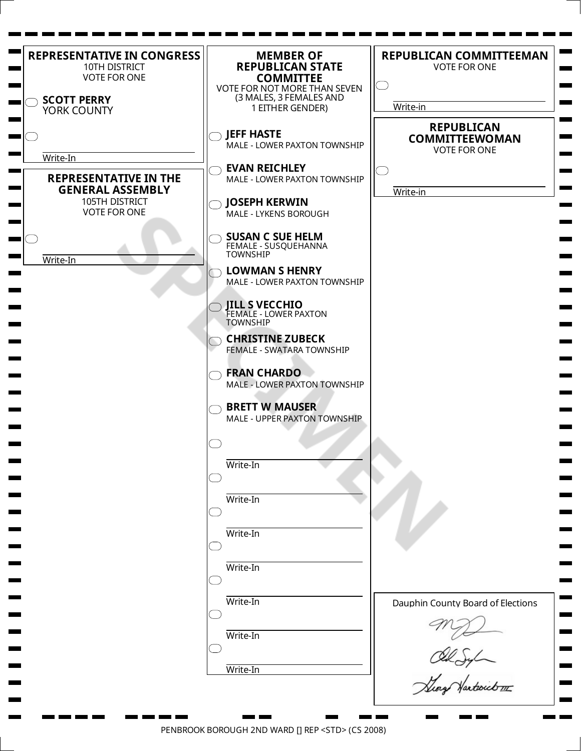## REPRESENTATIVE IN CONGRESS
10TH DISTRICT
VOTE FOR ONE

- **SCOTT PERRY**
  YORK COUNTY
- Write-In

## REPRESENTATIVE IN THE GENERAL ASSEMBLY
105TH DISTRICT
VOTE FOR ONE

- Write-In

## MEMBER OF REPUBLICAN STATE COMMITTEE
VOTE FOR NOT MORE THAN SEVEN
(3 MALES, 3 FEMALES AND 1 EITHER GENDER)

- **JEFF HASTE**
  MALE - LOWER PAXTON TOWNSHIP
- **EVAN REICHLEY**
  MALE - LOWER PAXTON TOWNSHIP
- **JOSEPH KERWIN**
  MALE - LYKENS BOROUGH
- **SUSAN C SUE HELM**
  FEMALE - SUSQUEHANNA TOWNSHIP
- **LOWMAN S HENRY**
  MALE - LOWER PAXTON TOWNSHIP
- **JILL S VECCHIO**
  FEMALE - LOWER PAXTON TOWNSHIP
- **CHRISTINE ZUBECK**
  FEMALE - SWATARA TOWNSHIP
- **FRAN CHARDO**
  MALE - LOWER PAXTON TOWNSHIP
- **BRETT W MAUSER**
  MALE - UPPER PAXTON TOWNSHIP
- Write-In
- Write-In
- Write-In
- Write-In
- Write-In
- Write-In
- Write-In

## REPUBLICAN COMMITTEEMAN
VOTE FOR ONE

- Write-in

## REPUBLICAN COMMITTEEWOMAN
VOTE FOR ONE

- Write-in

Dauphin County Board of Elections

SPECIMEN

PENBROOK BOROUGH 2ND WARD [] REP <STD> (CS 2008)